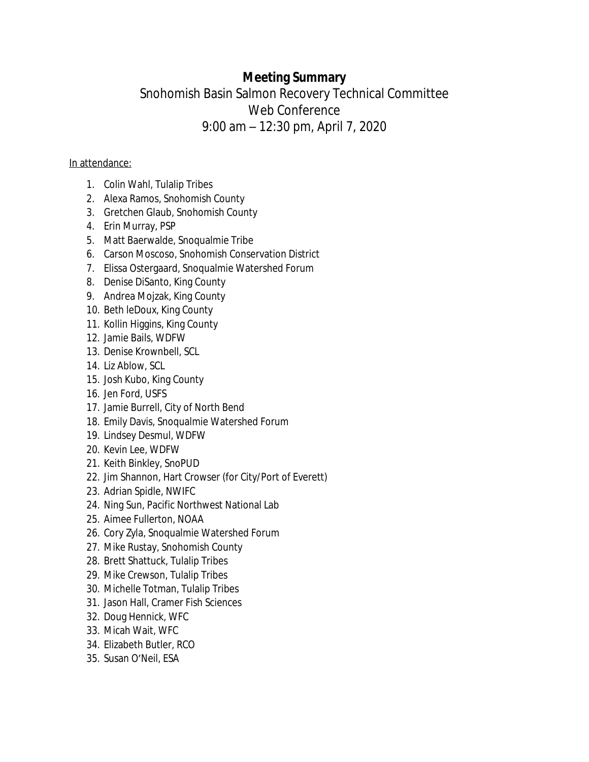# Meeting Summary

Snohomish Basin Salmon Recovery Technical Committee
Web Conference
9:00 am – 12:30 pm, April 7, 2020

In attendance:

1. Colin Wahl, Tulalip Tribes
2. Alexa Ramos, Snohomish County
3. Gretchen Glaub, Snohomish County
4. Erin Murray, PSP
5. Matt Baerwalde, Snoqualmie Tribe
6. Carson Moscoso, Snohomish Conservation District
7. Elissa Ostergaard, Snoqualmie Watershed Forum
8. Denise DiSanto, King County
9. Andrea Mojzak, King County
10. Beth leDoux, King County
11. Kollin Higgins, King County
12. Jamie Bails, WDFW
13. Denise Krownbell, SCL
14. Liz Ablow, SCL
15. Josh Kubo, King County
16. Jen Ford, USFS
17. Jamie Burrell, City of North Bend
18. Emily Davis, Snoqualmie Watershed Forum
19. Lindsey Desmul, WDFW
20. Kevin Lee, WDFW
21. Keith Binkley, SnoPUD
22. Jim Shannon, Hart Crowser (for City/Port of Everett)
23. Adrian Spidle, NWIFC
24. Ning Sun, Pacific Northwest National Lab
25. Aimee Fullerton, NOAA
26. Cory Zyla, Snoqualmie Watershed Forum
27. Mike Rustay, Snohomish County
28. Brett Shattuck, Tulalip Tribes
29. Mike Crewson, Tulalip Tribes
30. Michelle Totman, Tulalip Tribes
31. Jason Hall, Cramer Fish Sciences
32. Doug Hennick, WFC
33. Micah Wait, WFC
34. Elizabeth Butler, RCO
35. Susan O'Neil, ESA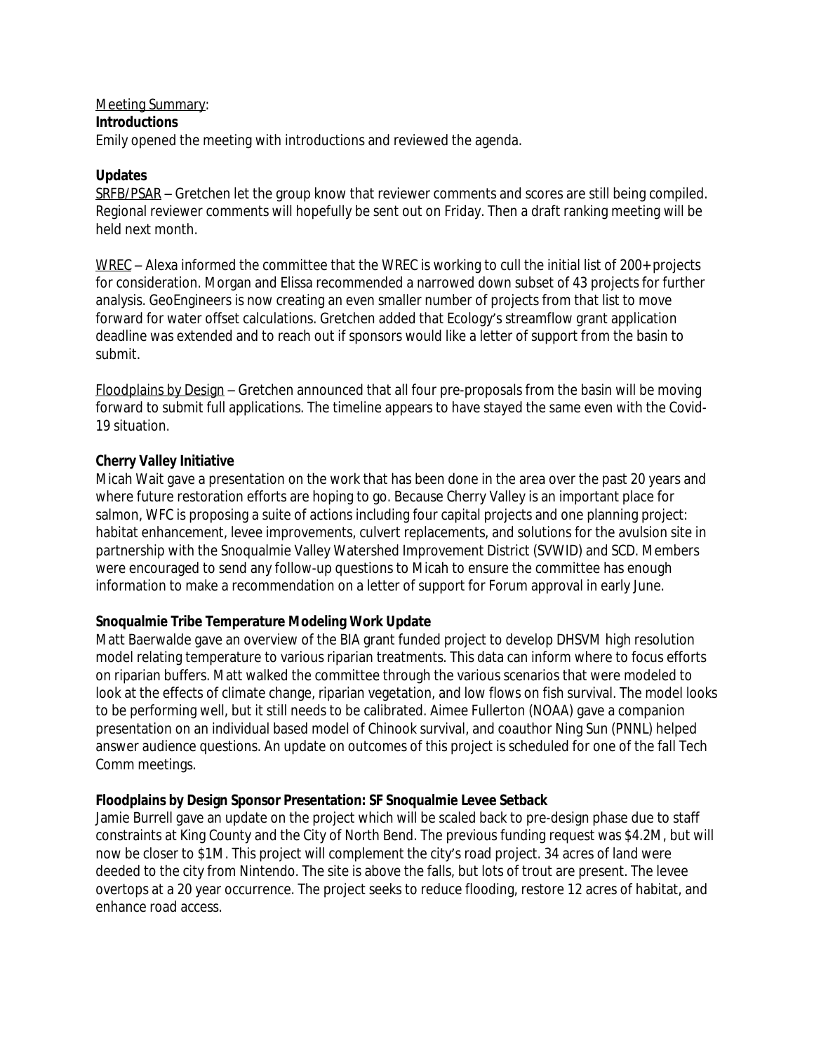Meeting Summary:

**Introductions**

Emily opened the meeting with introductions and reviewed the agenda.

**Updates**

SRFB/PSAR – Gretchen let the group know that reviewer comments and scores are still being compiled. Regional reviewer comments will hopefully be sent out on Friday. Then a draft ranking meeting will be held next month.

WREC – Alexa informed the committee that the WREC is working to cull the initial list of 200+ projects for consideration. Morgan and Elissa recommended a narrowed down subset of 43 projects for further analysis. GeoEngineers is now creating an even smaller number of projects from that list to move forward for water offset calculations. Gretchen added that Ecology's streamflow grant application deadline was extended and to reach out if sponsors would like a letter of support from the basin to submit.

Floodplains by Design – Gretchen announced that all four pre-proposals from the basin will be moving forward to submit full applications. The timeline appears to have stayed the same even with the Covid-19 situation.

**Cherry Valley Initiative**

Micah Wait gave a presentation on the work that has been done in the area over the past 20 years and where future restoration efforts are hoping to go. Because Cherry Valley is an important place for salmon, WFC is proposing a suite of actions including four capital projects and one planning project: habitat enhancement, levee improvements, culvert replacements, and solutions for the avulsion site in partnership with the Snoqualmie Valley Watershed Improvement District (SVWID) and SCD. Members were encouraged to send any follow-up questions to Micah to ensure the committee has enough information to make a recommendation on a letter of support for Forum approval in early June.

**Snoqualmie Tribe Temperature Modeling Work Update**

Matt Baerwalde gave an overview of the BIA grant funded project to develop DHSVM high resolution model relating temperature to various riparian treatments. This data can inform where to focus efforts on riparian buffers. Matt walked the committee through the various scenarios that were modeled to look at the effects of climate change, riparian vegetation, and low flows on fish survival. The model looks to be performing well, but it still needs to be calibrated. Aimee Fullerton (NOAA) gave a companion presentation on an individual based model of Chinook survival, and coauthor Ning Sun (PNNL) helped answer audience questions. An update on outcomes of this project is scheduled for one of the fall Tech Comm meetings.

**Floodplains by Design Sponsor Presentation: SF Snoqualmie Levee Setback**

Jamie Burrell gave an update on the project which will be scaled back to pre-design phase due to staff constraints at King County and the City of North Bend. The previous funding request was $4.2M, but will now be closer to $1M. This project will complement the city's road project. 34 acres of land were deeded to the city from Nintendo. The site is above the falls, but lots of trout are present. The levee overtops at a 20 year occurrence. The project seeks to reduce flooding, restore 12 acres of habitat, and enhance road access.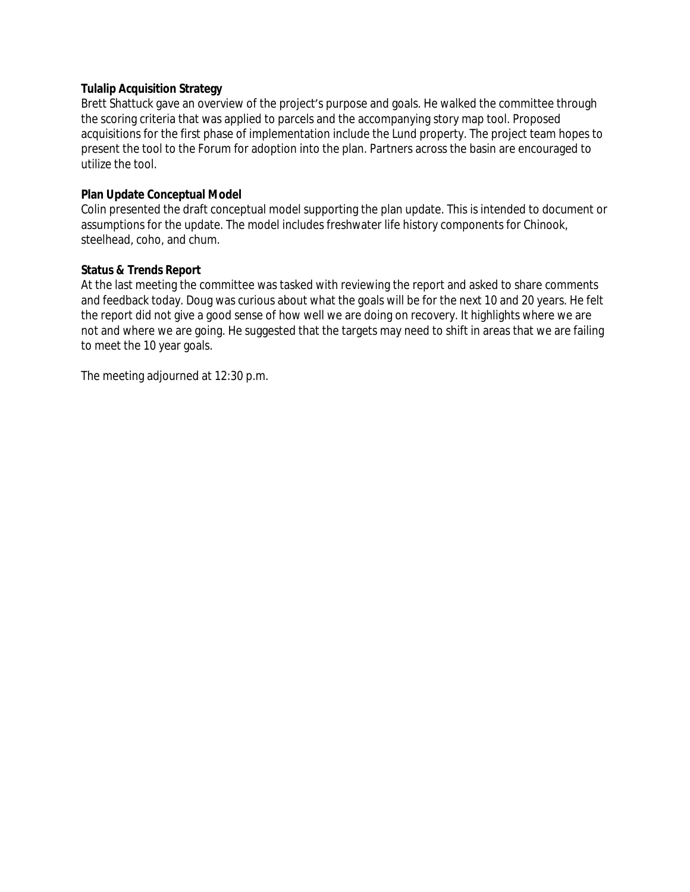**Tulalip Acquisition Strategy**

Brett Shattuck gave an overview of the project's purpose and goals. He walked the committee through the scoring criteria that was applied to parcels and the accompanying story map tool. Proposed acquisitions for the first phase of implementation include the Lund property. The project team hopes to present the tool to the Forum for adoption into the plan. Partners across the basin are encouraged to utilize the tool.

**Plan Update Conceptual Model**

Colin presented the draft conceptual model supporting the plan update. This is intended to document or assumptions for the update. The model includes freshwater life history components for Chinook, steelhead, coho, and chum.

**Status & Trends Report**

At the last meeting the committee was tasked with reviewing the report and asked to share comments and feedback today. Doug was curious about what the goals will be for the next 10 and 20 years. He felt the report did not give a good sense of how well we are doing on recovery. It highlights where we are not and where we are going. He suggested that the targets may need to shift in areas that we are failing to meet the 10 year goals.

The meeting adjourned at 12:30 p.m.